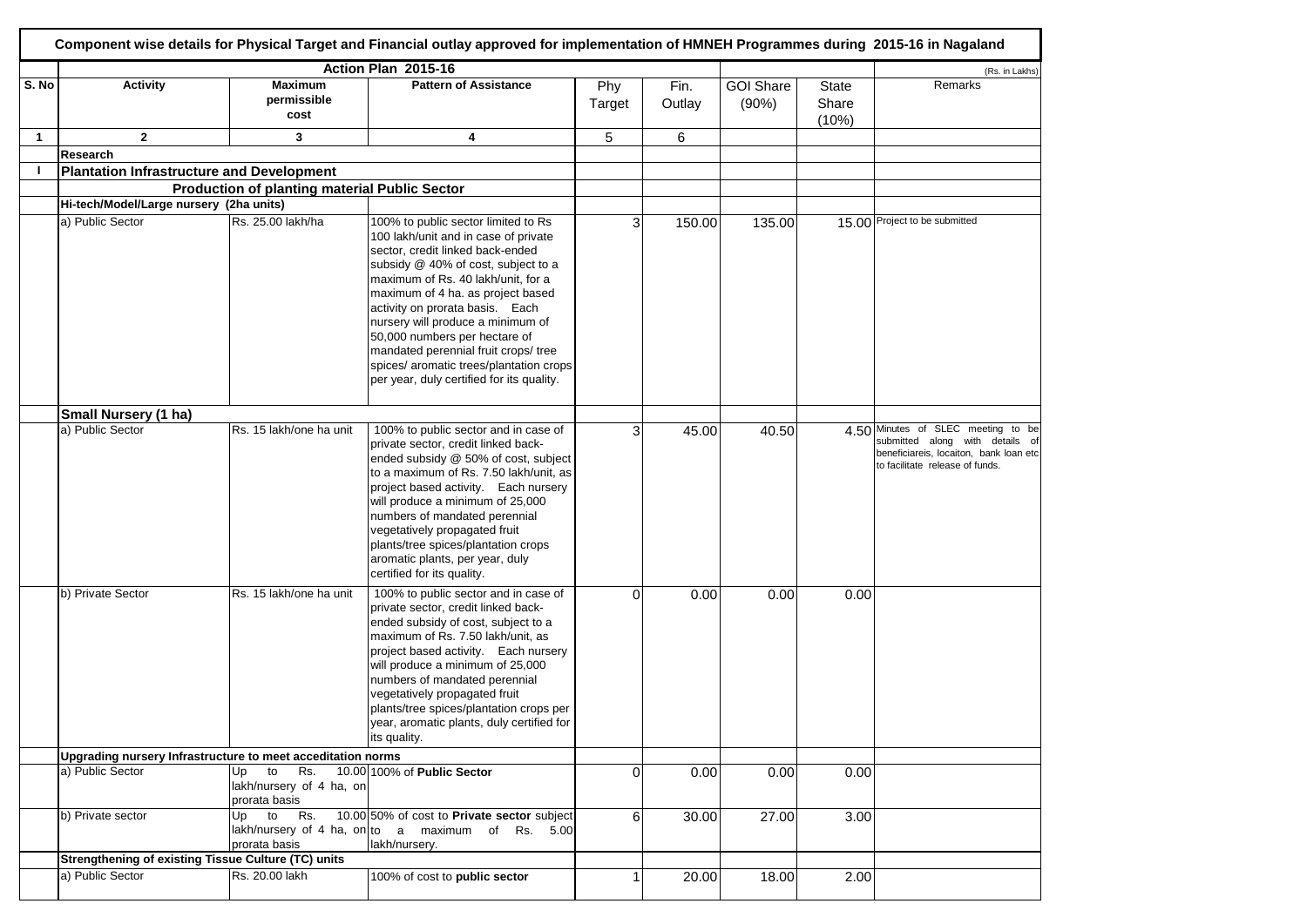# Component wise details for Physical Target and Financial outlay approved for implementation of HMNEH Programmes during 2015-16 in Nagaland

| | Action Plan 2015-16 | | | | | | | (Rs. in Lakhs) |
|---|---|---|---|---|---|---|---|---|
| S. No | Activity | Maximum permissible cost | Pattern of Assistance | Phy Target | Fin. Outlay | GOI Share (90%) | State Share (10%) | Remarks |
| 1 | 2 | 3 | 4 | 5 | 6 | | | |
| | **Research** | | | | | | | |
| I | **Plantation Infrastructure and Development** | | | | | | | |
| | | **Production of planting material Public Sector** | | | | | | |
| | **Hi-tech/Model/Large nursery (2ha units)** | | | | | | | |
| | a) Public Sector | Rs. 25.00 lakh/ha | 100% to public sector limited to Rs 100 lakh/unit and in case of private sector, credit linked back-ended subsidy @ 40% of cost, subject to a maximum of Rs. 40 lakh/unit, for a maximum of 4 ha. as project based activity on prorata basis. Each nursery will produce a minimum of 50,000 numbers per hectare of mandated perennial fruit crops/ tree spices/ aromatic trees/plantation crops per year, duly certified for its quality. | 3 | 150.00 | 135.00 | 15.00 | Project to be submitted |
| | **Small Nursery (1 ha)** | | | | | | | |
| | a) Public Sector | Rs. 15 lakh/one ha unit | 100% to public sector and in case of private sector, credit linked back-ended subsidy @ 50% of cost, subject to a maximum of Rs. 7.50 lakh/unit, as project based activity. Each nursery will produce a minimum of 25,000 numbers of mandated perennial vegetatively propagated fruit plants/tree spices/plantation crops aromatic plants, per year, duly certified for its quality. | 3 | 45.00 | 40.50 | 4.50 | Minutes of SLEC meeting to be submitted along with details of beneficiareis, locaiton, bank loan etc to facilitate release of funds. |
| | b) Private Sector | Rs. 15 lakh/one ha unit | 100% to public sector and in case of private sector, credit linked back-ended subsidy of cost, subject to a maximum of Rs. 7.50 lakh/unit, as project based activity. Each nursery will produce a minimum of 25,000 numbers of mandated perennial vegetatively propagated fruit plants/tree spices/plantation crops per year, aromatic plants, duly certified for its quality. | 0 | 0.00 | 0.00 | 0.00 | |
| | **Upgrading nursery Infrastructure to meet acceditation norms** | | | | | | | |
| | a) Public Sector | Up to Rs. 10.00 lakh/nursery of 4 ha, on prorata basis | 100% of **Public Sector** | 0 | 0.00 | 0.00 | 0.00 | |
| | b) Private sector | Up to Rs. 10.00 lakh/nursery of 4 ha, on prorata basis | 50% of cost to **Private sector** subject to a maximum of Rs. 5.00 lakh/nursery. | 6 | 30.00 | 27.00 | 3.00 | |
| | **Strengthening of existing Tissue Culture (TC) units** | | | | | | | |
| | a) Public Sector | Rs. 20.00 lakh | 100% of cost to **public sector** | 1 | 20.00 | 18.00 | 2.00 | |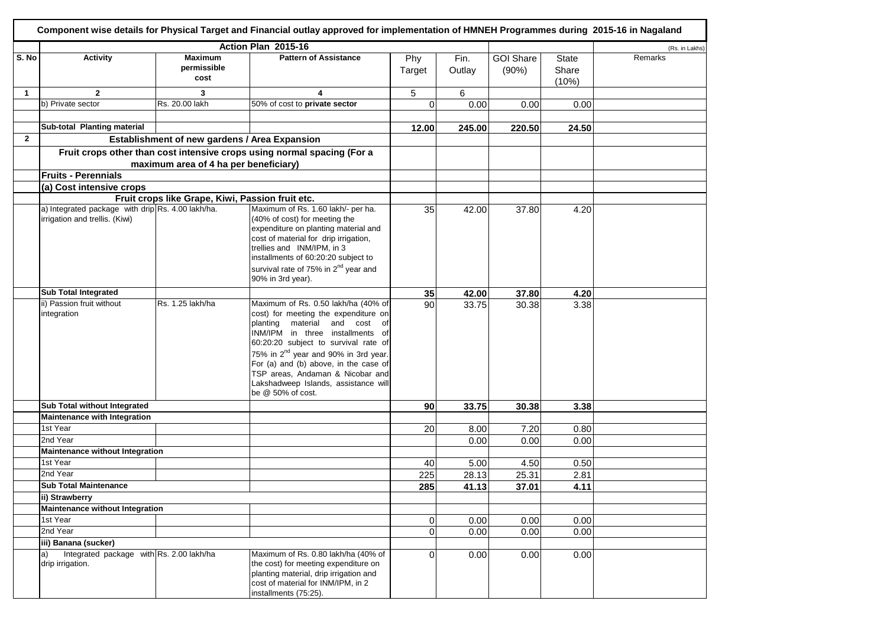**Component wise details for Physical Target and Financial outlay approved for implementation of HMNEH Programmes during 2015-16 in Nagaland**

| | Action Plan 2015-16 | | | | | | | (Rs. in Lakhs) |
|---|---|---|---|---|---|---|---|---|
| S. No | Activity | Maximum permissible cost | Pattern of Assistance | Phy Target | Fin. Outlay | GOI Share (90%) | State Share (10%) | Remarks |
| 1 | 2 | 3 | 4 | 5 | 6 | | | |
| | b) Private sector | Rs. 20.00 lakh | 50% of cost to **private sector** | 0 | 0.00 | 0.00 | 0.00 | |
| | | | | | | | | |
| | **Sub-total Planting material** | | | **12.00** | **245.00** | **220.50** | **24.50** | |
| **2** | **Establishment of new gardens / Area Expansion** | | | | | | | |
| | **Fruit crops other than cost intensive crops using normal spacing (For a maximum area of 4 ha per beneficiary)** | | | | | | | |
| | **Fruits - Perennials** | | | | | | | |
| | **(a) Cost intensive crops** | | | | | | | |
| | **Fruit crops like Grape, Kiwi, Passion fruit etc.** | | | | | | | |
| | a) Integrated package with drip irrigation and trellis. (Kiwi) | Rs. 4.00 lakh/ha. | Maximum of Rs. 1.60 lakh/- per ha. (40% of cost) for meeting the expenditure on planting material and cost of material for drip irrigation, trellies and INM/IPM, in 3 installments of 60:20:20 subject to survival rate of 75% in 2nd year and 90% in 3rd year). | 35 | 42.00 | 37.80 | 4.20 | |
| | **Sub Total Integrated** | | | **35** | **42.00** | **37.80** | **4.20** | |
| | ii) Passion fruit without integration | Rs. 1.25 lakh/ha | Maximum of Rs. 0.50 lakh/ha (40% of cost) for meeting the expenditure on planting material and cost of INM/IPM in three installments of 60:20:20 subject to survival rate of 75% in 2nd year and 90% in 3rd year. For (a) and (b) above, in the case of TSP areas, Andaman & Nicobar and Lakshadweep Islands, assistance will be @ 50% of cost. | 90 | 33.75 | 30.38 | 3.38 | |
| | **Sub Total without Integrated** | | | **90** | **33.75** | **30.38** | **3.38** | |
| | **Maintenance with Integration** | | | | | | | |
| | 1st Year | | | 20 | 8.00 | 7.20 | 0.80 | |
| | 2nd Year | | | | 0.00 | 0.00 | 0.00 | |
| | **Maintenance without Integration** | | | | | | | |
| | 1st Year | | | 40 | 5.00 | 4.50 | 0.50 | |
| | 2nd Year | | | 225 | 28.13 | 25.31 | 2.81 | |
| | **Sub Total Maintenance** | | | **285** | **41.13** | **37.01** | **4.11** | |
| | **ii) Strawberry** | | | | | | | |
| | **Maintenance without Integration** | | | | | | | |
| | 1st Year | | | 0 | 0.00 | 0.00 | 0.00 | |
| | 2nd Year | | | 0 | 0.00 | 0.00 | 0.00 | |
| | **iii) Banana (sucker)** | | | | | | | |
| | a) Integrated package with drip irrigation. | Rs. 2.00 lakh/ha | Maximum of Rs. 0.80 lakh/ha (40% of the cost) for meeting expenditure on planting material, drip irrigation and cost of material for INM/IPM, in 2 installments (75:25). | 0 | 0.00 | 0.00 | 0.00 | |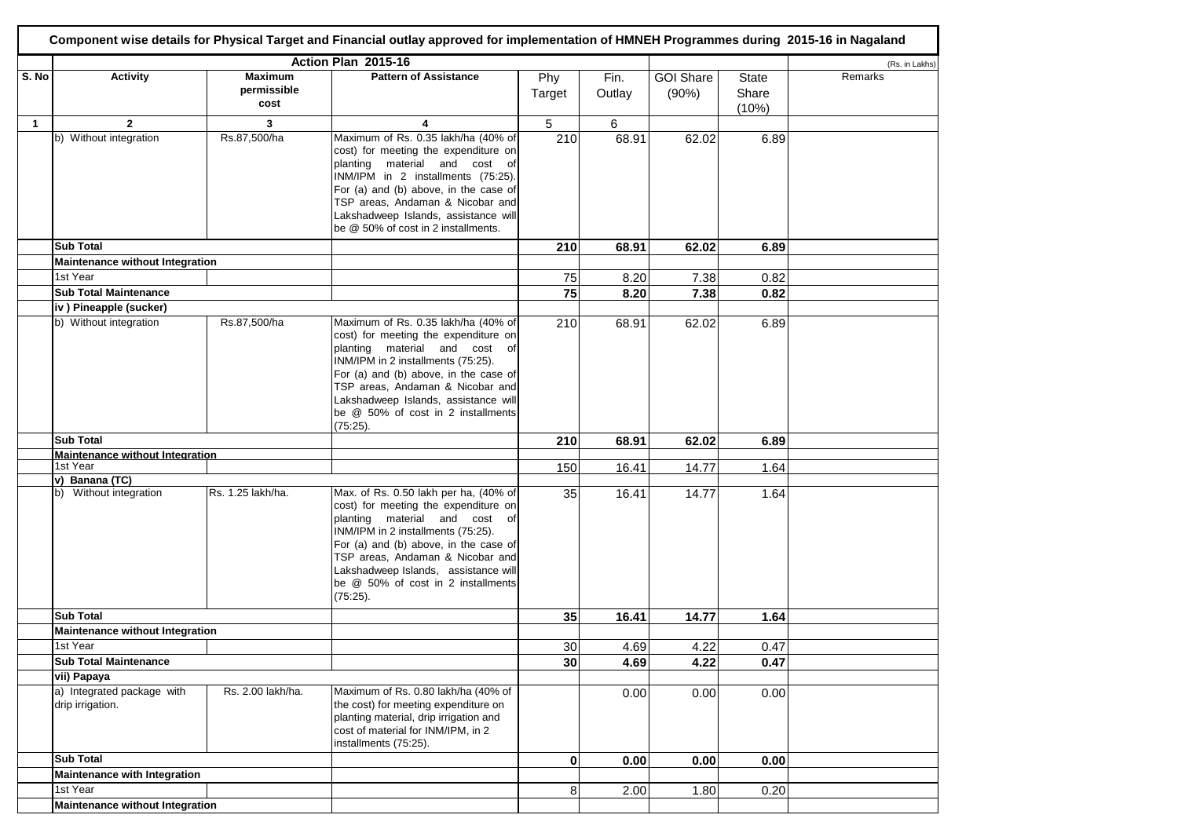**Component wise details for Physical Target and Financial outlay approved for implementation of HMNEH Programmes during 2015-16 in Nagaland**

(Rs. in Lakhs)

| S. No | Action Plan 2015-16 | | | | | | | Remarks |
|---|---|---|---|---|---|---|---|---|
| | **Activity** | **Maximum permissible cost** | **Pattern of Assistance** | Phy Target | Fin. Outlay | GOI Share (90%) | State Share (10%) | Remarks |
| **1** | **2** | **3** | **4** | 5 | 6 | | | |
| | b) Without integration | Rs.87,500/ha | Maximum of Rs. 0.35 lakh/ha (40% of cost) for meeting the expenditure on planting material and cost of INM/IPM in 2 installments (75:25). For (a) and (b) above, in the case of TSP areas, Andaman & Nicobar and Lakshadweep Islands, assistance will be @ 50% of cost in 2 installments. | 210 | 68.91 | 62.02 | 6.89 | |
| | **Sub Total** | | | **210** | **68.91** | **62.02** | **6.89** | |
| | **Maintenance without Integration** | | | | | | | |
| | 1st Year | | | 75 | 8.20 | 7.38 | 0.82 | |
| | **Sub Total Maintenance** | | | **75** | **8.20** | **7.38** | **0.82** | |
| | **iv ) Pineapple (sucker)** | | | | | | | |
| | b) Without integration | Rs.87,500/ha | Maximum of Rs. 0.35 lakh/ha (40% of cost) for meeting the expenditure on planting material and cost of INM/IPM in 2 installments (75:25). For (a) and (b) above, in the case of TSP areas, Andaman & Nicobar and Lakshadweep Islands, assistance will be @ 50% of cost in 2 installments (75:25). | 210 | 68.91 | 62.02 | 6.89 | |
| | **Sub Total** | | | **210** | **68.91** | **62.02** | **6.89** | |
| | **Maintenance without Integration** | | | | | | | |
| | 1st Year | | | 150 | 16.41 | 14.77 | 1.64 | |
| | **v) Banana (TC)** | | | | | | | |
| | b) Without integration | Rs. 1.25 lakh/ha. | Max. of Rs. 0.50 lakh per ha, (40% of cost) for meeting the expenditure on planting material and cost of INM/IPM in 2 installments (75:25). For (a) and (b) above, in the case of TSP areas, Andaman & Nicobar and Lakshadweep Islands, assistance will be @ 50% of cost in 2 installments (75:25). | 35 | 16.41 | 14.77 | 1.64 | |
| | **Sub Total** | | | **35** | **16.41** | **14.77** | **1.64** | |
| | **Maintenance without Integration** | | | | | | | |
| | 1st Year | | | 30 | 4.69 | 4.22 | 0.47 | |
| | **Sub Total Maintenance** | | | **30** | **4.69** | **4.22** | **0.47** | |
| | **vii) Papaya** | | | | | | | |
| | a) Integrated package with drip irrigation. | Rs. 2.00 lakh/ha. | Maximum of Rs. 0.80 lakh/ha (40% of the cost) for meeting expenditure on planting material, drip irrigation and cost of material for INM/IPM, in 2 installments (75:25). | | 0.00 | 0.00 | 0.00 | |
| | **Sub Total** | | | **0** | **0.00** | **0.00** | **0.00** | |
| | **Maintenance with Integration** | | | | | | | |
| | 1st Year | | | 8 | 2.00 | 1.80 | 0.20 | |
| | **Maintenance without Integration** | | | | | | | |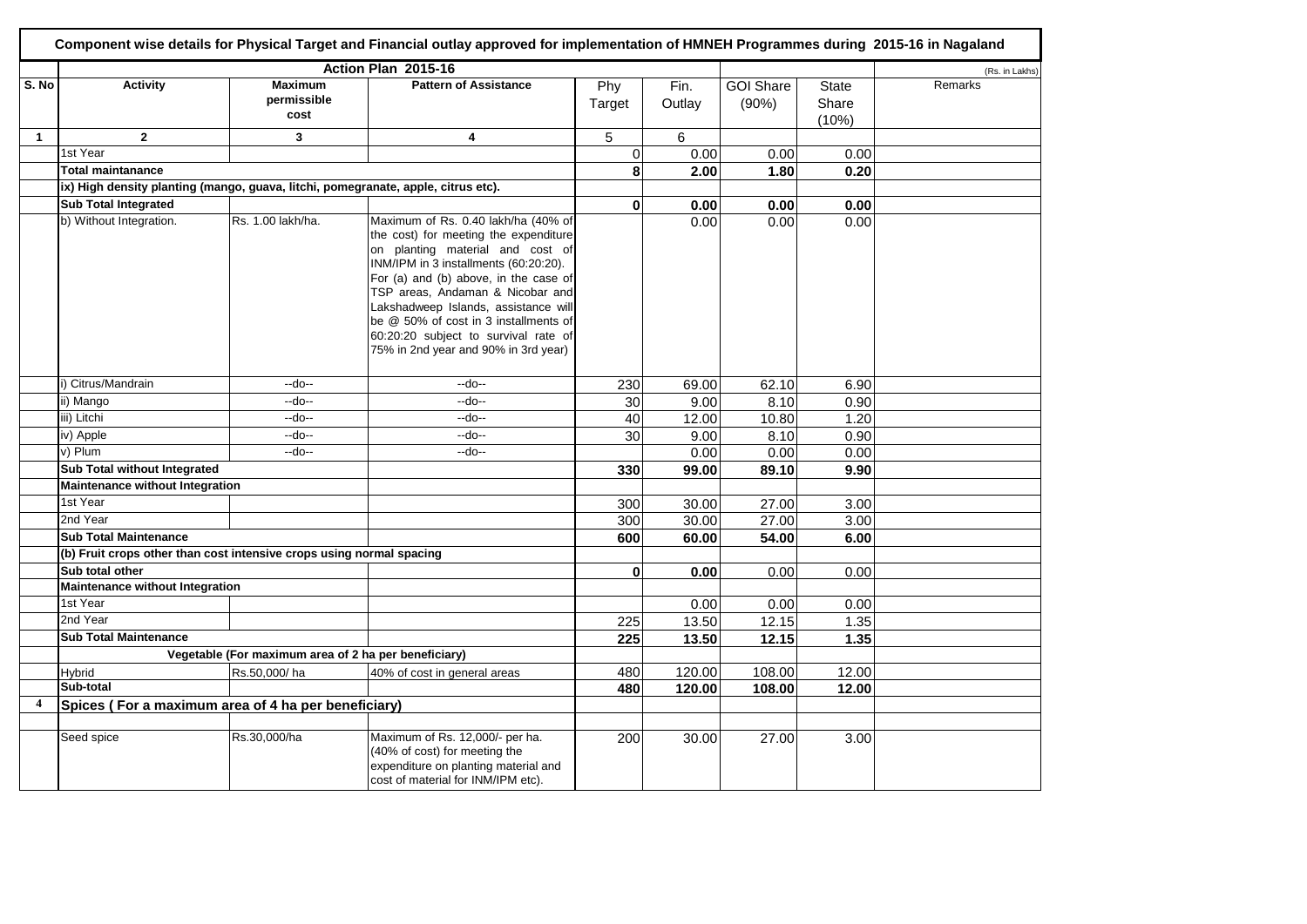# Component wise details for Physical Target and Financial outlay approved for implementation of HMNEH Programmes during 2015-16 in Nagaland

| | Action Plan 2015-16 | | | | | | | (Rs. in Lakhs) |
|---|---|---|---|---|---|---|---|---|
| S. No | Activity | Maximum permissible cost | Pattern of Assistance | Phy Target | Fin. Outlay | GOI Share (90%) | State Share (10%) | Remarks |
| 1 | 2 | 3 | 4 | 5 | 6 | | | |
| | 1st Year | | | 0 | 0.00 | 0.00 | 0.00 | |
| | **Total maintanance** | | | **8** | **2.00** | **1.80** | **0.20** | |
| | ix) High density planting (mango, guava, litchi, pomegranate, apple, citrus etc). | | | | | | | |
| | **Sub Total Integrated** | | | **0** | **0.00** | **0.00** | **0.00** | |
| | b) Without Integration. | Rs. 1.00 lakh/ha. | Maximum of Rs. 0.40 lakh/ha (40% of the cost) for meeting the expenditure on planting material and cost of INM/IPM in 3 installments (60:20:20). For (a) and (b) above, in the case of TSP areas, Andaman & Nicobar and Lakshadweep Islands, assistance will be @ 50% of cost in 3 installments of 60:20:20 subject to survival rate of 75% in 2nd year and 90% in 3rd year) | | 0.00 | 0.00 | 0.00 | |
| | i) Citrus/Mandrain | --do-- | --do-- | 230 | 69.00 | 62.10 | 6.90 | |
| | ii) Mango | --do-- | --do-- | 30 | 9.00 | 8.10 | 0.90 | |
| | iii) Litchi | --do-- | --do-- | 40 | 12.00 | 10.80 | 1.20 | |
| | iv) Apple | --do-- | --do-- | 30 | 9.00 | 8.10 | 0.90 | |
| | v) Plum | --do-- | --do-- | | 0.00 | 0.00 | 0.00 | |
| | **Sub Total without Integrated** | | | **330** | **99.00** | **89.10** | **9.90** | |
| | **Maintenance without Integration** | | | | | | | |
| | 1st Year | | | 300 | 30.00 | 27.00 | 3.00 | |
| | 2nd Year | | | 300 | 30.00 | 27.00 | 3.00 | |
| | **Sub Total Maintenance** | | | **600** | **60.00** | **54.00** | **6.00** | |
| | **(b) Fruit crops other than cost intensive crops using normal spacing** | | | | | | | |
| | **Sub total other** | | | **0** | **0.00** | 0.00 | 0.00 | |
| | **Maintenance without Integration** | | | | | | | |
| | 1st Year | | | | 0.00 | 0.00 | 0.00 | |
| | 2nd Year | | | 225 | 13.50 | 12.15 | 1.35 | |
| | **Sub Total Maintenance** | | | **225** | **13.50** | **12.15** | **1.35** | |
| | **Vegetable (For maximum area of 2 ha per beneficiary)** | | | | | | | |
| | Hybrid | Rs.50,000/ ha | 40% of cost in general areas | 480 | 120.00 | 108.00 | 12.00 | |
| | **Sub-total** | | | **480** | **120.00** | **108.00** | **12.00** | |
| **4** | **Spices ( For a maximum area of 4 ha per beneficiary)** | | | | | | | |
| | Seed spice | Rs.30,000/ha | Maximum of Rs. 12,000/- per ha. (40% of cost) for meeting the expenditure on planting material and cost of material for INM/IPM etc). | 200 | 30.00 | 27.00 | 3.00 | |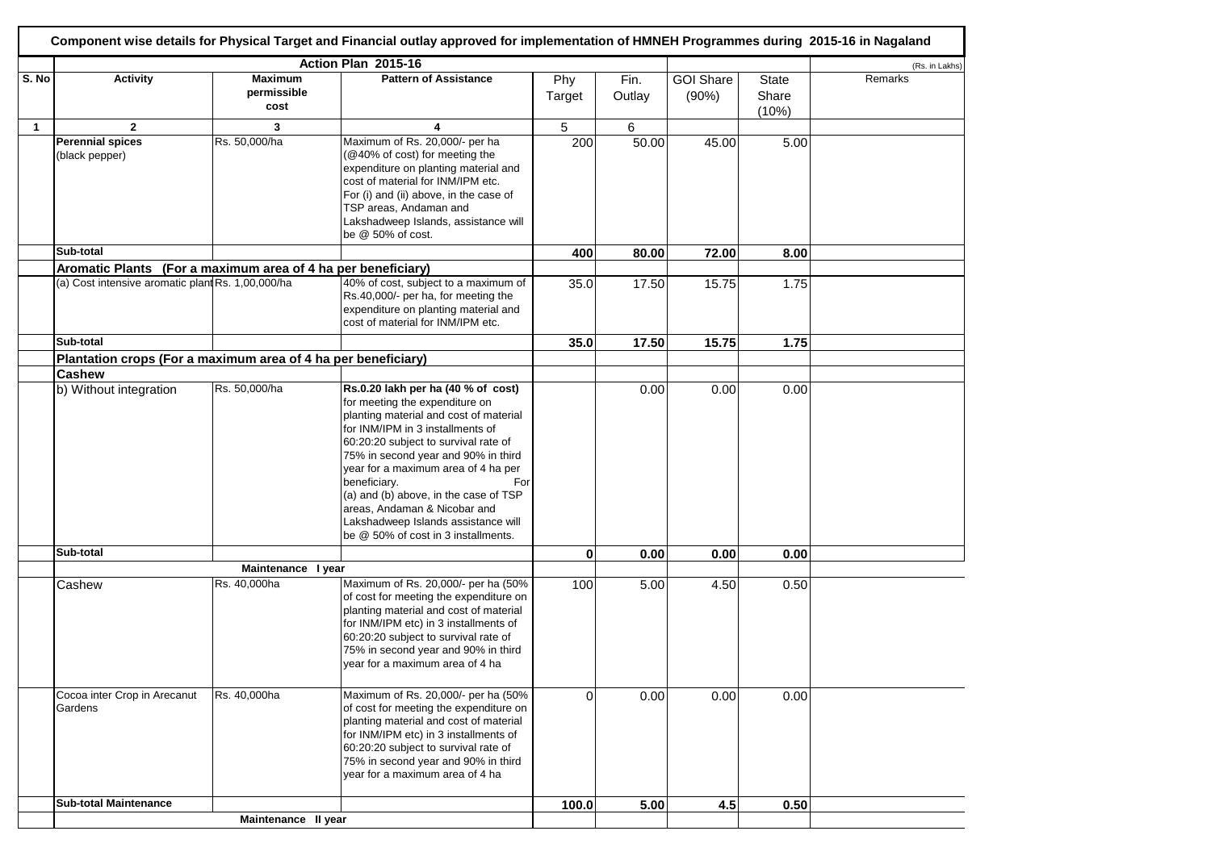**Component wise details for Physical Target and Financial outlay approved for implementation of HMNEH Programmes during 2015-16 in Nagaland**

| | Action Plan 2015-16 | | | | | | | (Rs. in Lakhs) |
|---|---|---|---|---|---|---|---|---|
| S. No | Activity | Maximum permissible cost | Pattern of Assistance | Phy Target | Fin. Outlay | GOI Share (90%) | State Share (10%) | Remarks |
| 1 | 2 | 3 | 4 | 5 | 6 | | | |
| | **Perennial spices** (black pepper) | Rs. 50,000/ha | Maximum of Rs. 20,000/- per ha (@40% of cost) for meeting the expenditure on planting material and cost of material for INM/IPM etc. For (i) and (ii) above, in the case of TSP areas, Andaman and Lakshadweep Islands, assistance will be @ 50% of cost. | 200 | 50.00 | 45.00 | 5.00 | |
| | **Sub-total** | | | **400** | **80.00** | **72.00** | **8.00** | |
| | **Aromatic Plants (For a maximum area of 4 ha per beneficiary)** | | | | | | | |
| | (a) Cost intensive aromatic plant | Rs. 1,00,000/ha | 40% of cost, subject to a maximum of Rs.40,000/- per ha, for meeting the expenditure on planting material and cost of material for INM/IPM etc. | 35.0 | 17.50 | 15.75 | 1.75 | |
| | **Sub-total** | | | **35.0** | **17.50** | **15.75** | **1.75** | |
| | **Plantation crops (For a maximum area of 4 ha per beneficiary)** | | | | | | | |
| | **Cashew** | | | | | | | |
| | b) Without integration | Rs. 50,000/ha | **Rs.0.20 lakh per ha (40 % of cost)** for meeting the expenditure on planting material and cost of material for INM/IPM in 3 installments of 60:20:20 subject to survival rate of 75% in second year and 90% in third year for a maximum area of 4 ha per beneficiary. For (a) and (b) above, in the case of TSP areas, Andaman & Nicobar and Lakshadweep Islands assistance will be @ 50% of cost in 3 installments. | | 0.00 | 0.00 | 0.00 | |
| | **Sub-total** | | | **0** | **0.00** | **0.00** | **0.00** | |
| | | Maintenance I year | | | | | | |
| | Cashew | Rs. 40,000ha | Maximum of Rs. 20,000/- per ha (50% of cost for meeting the expenditure on planting material and cost of material for INM/IPM etc) in 3 installments of 60:20:20 subject to survival rate of 75% in second year and 90% in third year for a maximum area of 4 ha | 100 | 5.00 | 4.50 | 0.50 | |
| | Cocoa inter Crop in Arecanut Gardens | Rs. 40,000ha | Maximum of Rs. 20,000/- per ha (50% of cost for meeting the expenditure on planting material and cost of material for INM/IPM etc) in 3 installments of 60:20:20 subject to survival rate of 75% in second year and 90% in third year for a maximum area of 4 ha | 0 | 0.00 | 0.00 | 0.00 | |
| | **Sub-total Maintenance** | | | **100.0** | **5.00** | **4.5** | **0.50** | |
| | | Maintenance II year | | | | | | |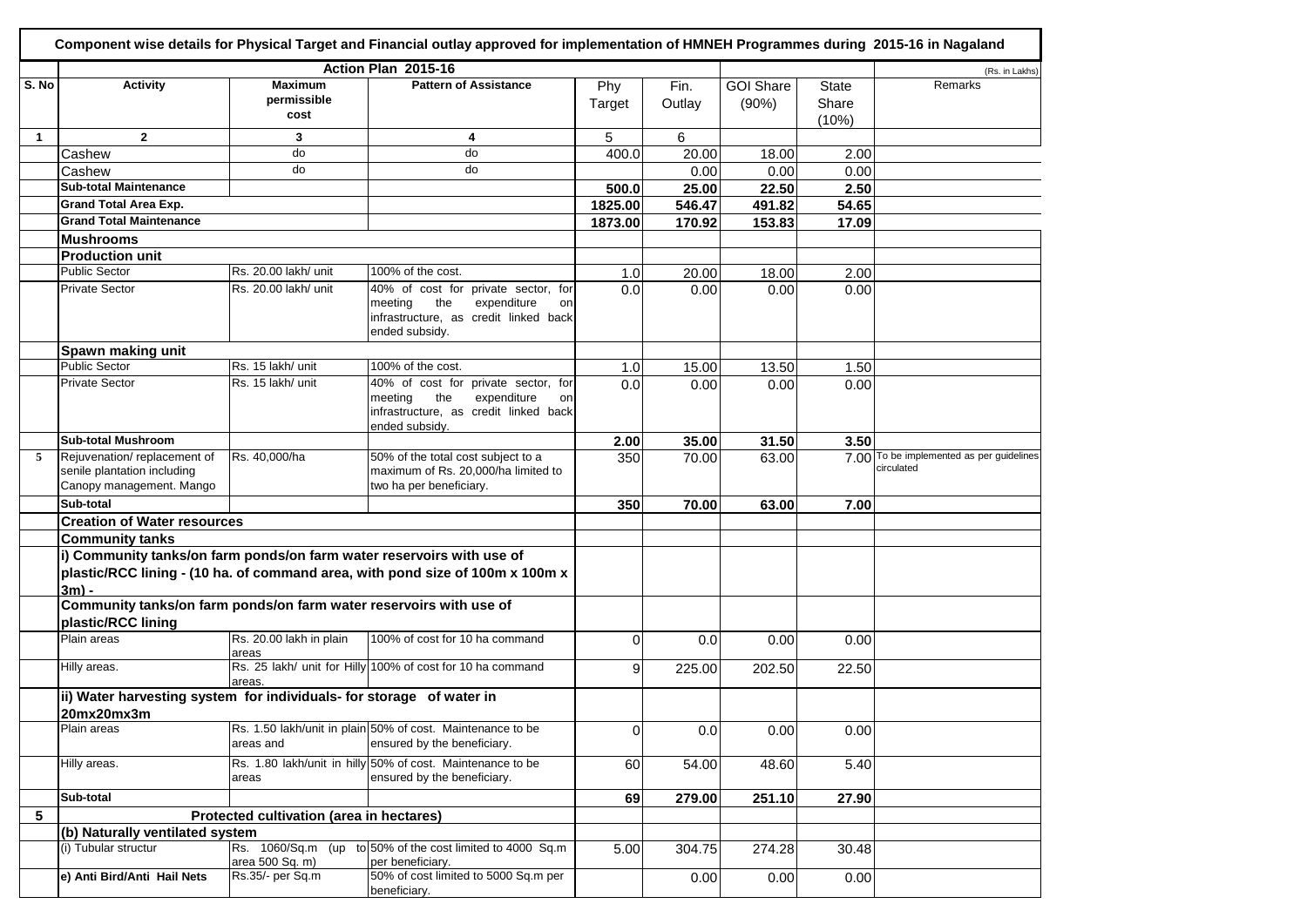**Component wise details for Physical Target and Financial outlay approved for implementation of HMNEH Programmes during 2015-16 in Nagaland**

| | Action Plan 2015-16 | | | | | | | (Rs. in Lakhs) |
|---|---|---|---|---|---|---|---|---|
| S. No | Activity | Maximum permissible cost | Pattern of Assistance | Phy Target | Fin. Outlay | GOI Share (90%) | State Share (10%) | Remarks |
| 1 | 2 | 3 | 4 | 5 | 6 | | | |
| | Cashew | do | do | 400.0 | 20.00 | 18.00 | 2.00 | |
| | Cashew | do | do | | 0.00 | 0.00 | 0.00 | |
| | **Sub-total Maintenance** | | | **500.0** | **25.00** | **22.50** | **2.50** | |
| | **Grand Total Area Exp.** | | | **1825.00** | **546.47** | **491.82** | **54.65** | |
| | **Grand Total Maintenance** | | | **1873.00** | **170.92** | **153.83** | **17.09** | |
| | **Mushrooms** | | | | | | | |
| | **Production unit** | | | | | | | |
| | Public Sector | Rs. 20.00 lakh/ unit | 100% of the cost. | 1.0 | 20.00 | 18.00 | 2.00 | |
| | Private Sector | Rs. 20.00 lakh/ unit | 40% of cost for private sector, for meeting the expenditure on infrastructure, as credit linked back ended subsidy. | 0.0 | 0.00 | 0.00 | 0.00 | |
| | **Spawn making unit** | | | | | | | |
| | Public Sector | Rs. 15 lakh/ unit | 100% of the cost. | 1.0 | 15.00 | 13.50 | 1.50 | |
| | Private Sector | Rs. 15 lakh/ unit | 40% of cost for private sector, for meeting the expenditure on infrastructure, as credit linked back ended subsidy. | 0.0 | 0.00 | 0.00 | 0.00 | |
| | **Sub-total Mushroom** | | | **2.00** | **35.00** | **31.50** | **3.50** | |
| 5 | Rejuvenation/ replacement of senile plantation including Canopy management. Mango | Rs. 40,000/ha | 50% of the total cost subject to a maximum of Rs. 20,000/ha limited to two ha per beneficiary. | 350 | 70.00 | 63.00 | 7.00 | To be implemented as per guidelines circulated |
| | **Sub-total** | | | **350** | **70.00** | **63.00** | **7.00** | |
| | **Creation of Water resources** | | | | | | | |
| | **Community tanks** | | | | | | | |
| | **i) Community tanks/on farm ponds/on farm water reservoirs with use of plastic/RCC lining - (10 ha. of command area, with pond size of 100m x 100m x 3m) -** | | | | | | | |
| | **Community tanks/on farm ponds/on farm water reservoirs with use of plastic/RCC lining** | | | | | | | |
| | Plain areas | Rs. 20.00 lakh in plain areas | 100% of cost for 10 ha command | 0 | 0.0 | 0.00 | 0.00 | |
| | Hilly areas. | Rs. 25 lakh/ unit for Hilly areas. | 100% of cost for 10 ha command | 9 | 225.00 | 202.50 | 22.50 | |
| | **ii) Water harvesting system for individuals- for storage of water in 20mx20mx3m** | | | | | | | |
| | Plain areas | Rs. 1.50 lakh/unit in plain areas and | 50% of cost. Maintenance to be ensured by the beneficiary. | 0 | 0.0 | 0.00 | 0.00 | |
| | Hilly areas. | Rs. 1.80 lakh/unit in hilly areas | 50% of cost. Maintenance to be ensured by the beneficiary. | 60 | 54.00 | 48.60 | 5.40 | |
| | **Sub-total** | | | **69** | **279.00** | **251.10** | **27.90** | |
| **5** | **Protected cultivation (area in hectares)** | | | | | | | |
| | **(b) Naturally ventilated system** | | | | | | | |
| | (i) Tubular structur | Rs. 1060/Sq.m (up to area 500 Sq. m) | 50% of the cost limited to 4000 Sq.m per beneficiary. | 5.00 | 304.75 | 274.28 | 30.48 | |
| | **e) Anti Bird/Anti Hail Nets** | Rs.35/- per Sq.m | 50% of cost limited to 5000 Sq.m per beneficiary. | | 0.00 | 0.00 | 0.00 | |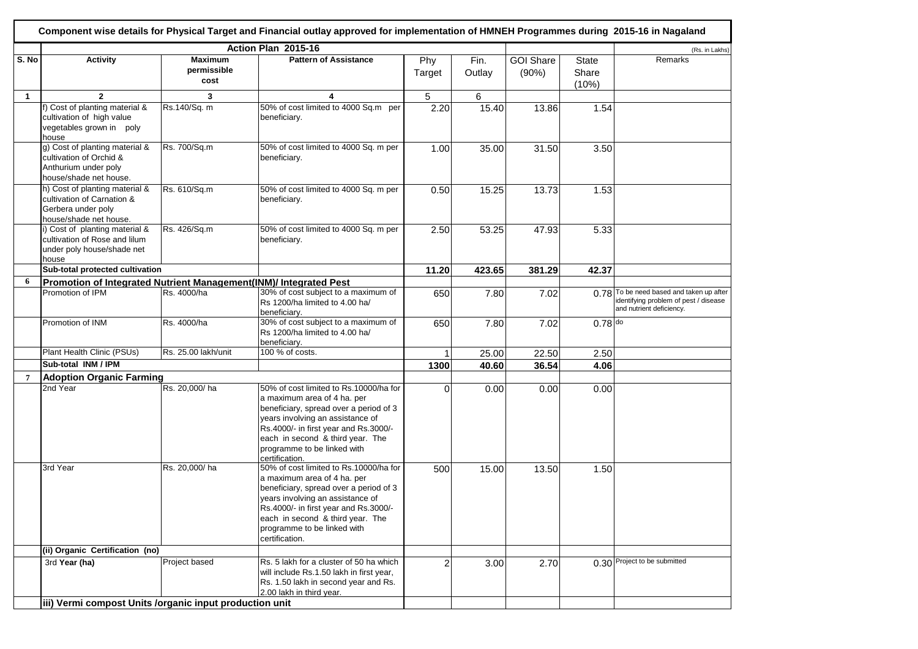# Component wise details for Physical Target and Financial outlay approved for implementation of HMNEH Programmes during 2015-16 in Nagaland

(Rs. in Lakhs)

| S. No | Activity | Maximum permissible cost | Pattern of Assistance | Phy Target | Fin. Outlay | GOI Share (90%) | State Share (10%) | Remarks |
|---|---|---|---|---|---|---|---|---|
| | Action Plan 2015-16 | | | | | | | |
| 1 | 2 | 3 | 4 | 5 | 6 | | | |
| | f) Cost of planting material & cultivation of high value vegetables grown in poly house | Rs.140/Sq. m | 50% of cost limited to 4000 Sq.m per beneficiary. | 2.20 | 15.40 | 13.86 | 1.54 | |
| | g) Cost of planting material & cultivation of Orchid & Anthurium under poly house/shade net house. | Rs. 700/Sq.m | 50% of cost limited to 4000 Sq. m per beneficiary. | 1.00 | 35.00 | 31.50 | 3.50 | |
| | h) Cost of planting material & cultivation of Carnation & Gerbera under poly house/shade net house. | Rs. 610/Sq.m | 50% of cost limited to 4000 Sq. m per beneficiary. | 0.50 | 15.25 | 13.73 | 1.53 | |
| | i) Cost of planting material & cultivation of Rose and lilum under poly house/shade net house | Rs. 426/Sq.m | 50% of cost limited to 4000 Sq. m per beneficiary. | 2.50 | 53.25 | 47.93 | 5.33 | |
| | **Sub-total protected cultivation** | | | **11.20** | **423.65** | **381.29** | **42.37** | |
| 6 | **Promotion of Integrated Nutrient Management(INM)/ Integrated Pest** | | | | | | | |
| | Promotion of IPM | Rs. 4000/ha | 30% of cost subject to a maximum of Rs 1200/ha limited to 4.00 ha/ beneficiary. | 650 | 7.80 | 7.02 | 0.78 | To be need based and taken up after identifying problem of pest / disease and nutrient deficiency. |
| | Promotion of INM | Rs. 4000/ha | 30% of cost subject to a maximum of Rs 1200/ha limited to 4.00 ha/ beneficiary. | 650 | 7.80 | 7.02 | 0.78 | do |
| | Plant Health Clinic (PSUs) | Rs. 25.00 lakh/unit | 100 % of costs. | 1 | 25.00 | 22.50 | 2.50 | |
| | **Sub-total INM / IPM** | | | **1300** | **40.60** | **36.54** | **4.06** | |
| 7 | **Adoption Organic Farming** | | | | | | | |
| | 2nd Year | Rs. 20,000/ ha | 50% of cost limited to Rs.10000/ha for a maximum area of 4 ha. per beneficiary, spread over a period of 3 years involving an assistance of Rs.4000/- in first year and Rs.3000/- each in second & third year. The programme to be linked with certification. | 0 | 0.00 | 0.00 | 0.00 | |
| | 3rd Year | Rs. 20,000/ ha | 50% of cost limited to Rs.10000/ha for a maximum area of 4 ha. per beneficiary, spread over a period of 3 years involving an assistance of Rs.4000/- in first year and Rs.3000/- each in second & third year. The programme to be linked with certification. | 500 | 15.00 | 13.50 | 1.50 | |
| | **(ii) Organic Certification (no)** | | | | | | | |
| | 3rd **Year (ha)** | Project based | Rs. 5 lakh for a cluster of 50 ha which will include Rs.1.50 lakh in first year, Rs. 1.50 lakh in second year and Rs. 2.00 lakh in third year. | 2 | 3.00 | 2.70 | 0.30 | Project to be submitted |
| | **iii) Vermi compost Units /organic input production unit** | | | | | | | |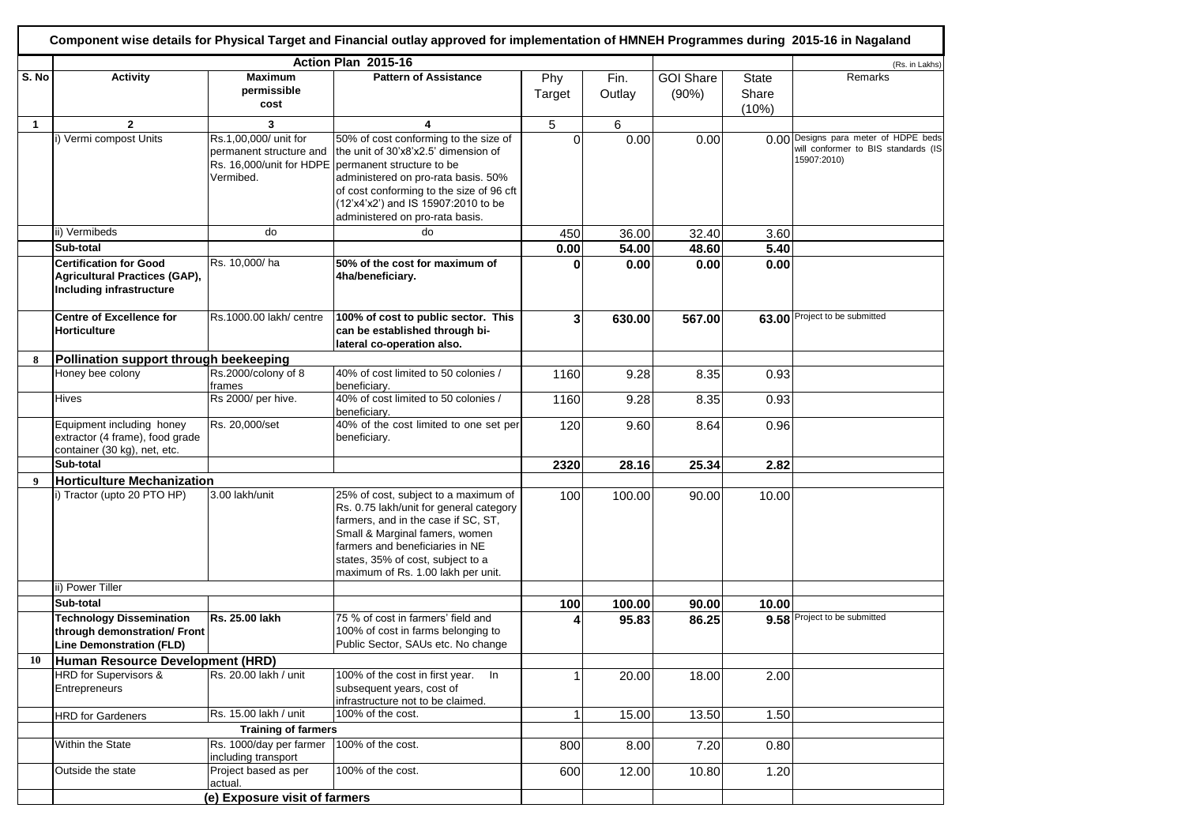**Component wise details for Physical Target and Financial outlay approved for implementation of HMNEH Programmes during 2015-16 in Nagaland**

| | Action Plan 2015-16 | | | | | | | (Rs. in Lakhs) |
|---|---|---|---|---|---|---|---|---|
| S. No | Activity | Maximum permissible cost | Pattern of Assistance | Phy Target | Fin. Outlay | GOI Share (90%) | State Share (10%) | Remarks |
| 1 | 2 | 3 | 4 | 5 | 6 | | | |
| | i) Vermi compost Units | Rs.1,00,000/ unit for permanent structure and Rs. 16,000/unit for HDPE Vermibed. | 50% of cost conforming to the size of the unit of 30'x8'x2.5' dimension of permanent structure to be administered on pro-rata basis. 50% of cost conforming to the size of 96 cft (12'x4'x2') and IS 15907:2010 to be administered on pro-rata basis. | 0 | 0.00 | 0.00 | 0.00 | Designs para meter of HDPE beds will conformer to BIS standards (IS 15907:2010) |
| | ii) Vermibeds | do | do | 450 | 36.00 | 32.40 | 3.60 | |
| | **Sub-total** | | | **0.00** | **54.00** | **48.60** | **5.40** | |
| | **Certification for Good Agricultural Practices (GAP), Including infrastructure** | Rs. 10,000/ ha | **50% of the cost for maximum of 4ha/beneficiary.** | **0** | **0.00** | **0.00** | **0.00** | |
| | **Centre of Excellence for Horticulture** | Rs.1000.00 lakh/ centre | **100% of cost to public sector. This can be established through bi-lateral co-operation also.** | **3** | **630.00** | **567.00** | **63.00** | Project to be submitted |
| 8 | **Pollination support through beekeeping** | | | | | | | |
| | Honey bee colony | Rs.2000/colony of 8 frames | 40% of cost limited to 50 colonies / beneficiary. | 1160 | 9.28 | 8.35 | 0.93 | |
| | Hives | Rs 2000/ per hive. | 40% of cost limited to 50 colonies / beneficiary. | 1160 | 9.28 | 8.35 | 0.93 | |
| | Equipment including honey extractor (4 frame), food grade container (30 kg), net, etc. | Rs. 20,000/set | 40% of the cost limited to one set per beneficiary. | 120 | 9.60 | 8.64 | 0.96 | |
| | **Sub-total** | | | **2320** | **28.16** | **25.34** | **2.82** | |
| 9 | **Horticulture Mechanization** | | | | | | | |
| | i) Tractor (upto 20 PTO HP) | 3.00 lakh/unit | 25% of cost, subject to a maximum of Rs. 0.75 lakh/unit for general category farmers, and in the case if SC, ST, Small & Marginal famers, women farmers and beneficiaries in NE states, 35% of cost, subject to a maximum of Rs. 1.00 lakh per unit. | 100 | 100.00 | 90.00 | 10.00 | |
| | ii) Power Tiller | | | | | | | |
| | **Sub-total** | | | **100** | **100.00** | **90.00** | **10.00** | |
| | **Technology Dissemination through demonstration/ Front Line Demonstration (FLD)** | **Rs. 25.00 lakh** | 75 % of cost in farmers' field and 100% of cost in farms belonging to Public Sector, SAUs etc. No change | **4** | **95.83** | **86.25** | **9.58** | Project to be submitted |
| 10 | **Human Resource Development (HRD)** | | | | | | | |
| | HRD for Supervisors & Entrepreneurs | Rs. 20.00 lakh / unit | 100% of the cost in first year. In subsequent years, cost of infrastructure not to be claimed. | 1 | 20.00 | 18.00 | 2.00 | |
| | HRD for Gardeners | Rs. 15.00 lakh / unit | 100% of the cost. | 1 | 15.00 | 13.50 | 1.50 | |
| | | **Training of farmers** | | | | | | |
| | Within the State | Rs. 1000/day per farmer including transport | 100% of the cost. | 800 | 8.00 | 7.20 | 0.80 | |
| | Outside the state | Project based as per actual. | 100% of the cost. | 600 | 12.00 | 10.80 | 1.20 | |
| | | **(e) Exposure visit of farmers** | | | | | | |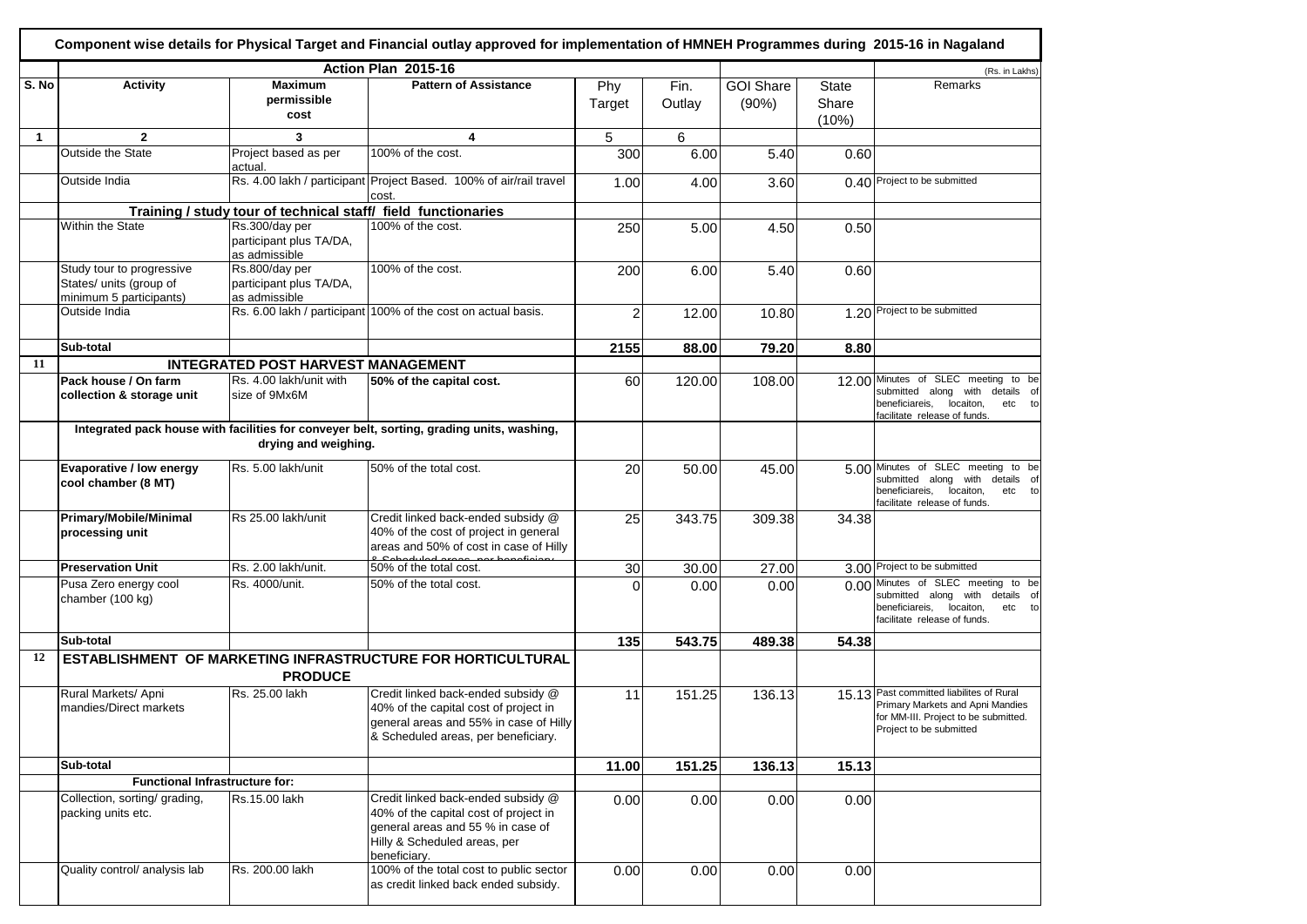# Component wise details for Physical Target and Financial outlay approved for implementation of HMNEH Programmes during 2015-16 in Nagaland

| | Action Plan 2015-16 | | | | | | | (Rs. in Lakhs) |
|---|---|---|---|---|---|---|---|---|
| **S. No** | **Activity** | **Maximum permissible cost** | **Pattern of Assistance** | Phy Target | Fin. Outlay | GOI Share (90%) | State Share (10%) | Remarks |
| **1** | **2** | **3** | **4** | 5 | 6 | | | |
| | Outside the State | Project based as per actual. | 100% of the cost. | 300 | 6.00 | 5.40 | 0.60 | |
| | Outside India | Rs. 4.00 lakh / participant | Project Based. 100% of air/rail travel cost. | 1.00 | 4.00 | 3.60 | 0.40 | Project to be submitted |
| | **Training / study tour of technical staff/ field functionaries** | | | | | | | |
| | Within the State | Rs.300/day per participant plus TA/DA, as admissible | 100% of the cost. | 250 | 5.00 | 4.50 | 0.50 | |
| | Study tour to progressive States/ units (group of minimum 5 participants) | Rs.800/day per participant plus TA/DA, as admissible | 100% of the cost. | 200 | 6.00 | 5.40 | 0.60 | |
| | Outside India | Rs. 6.00 lakh / participant | 100% of the cost on actual basis. | 2 | 12.00 | 10.80 | 1.20 | Project to be submitted |
| | **Sub-total** | | | **2155** | **88.00** | **79.20** | **8.80** | |
| **11** | **INTEGRATED POST HARVEST MANAGEMENT** | | | | | | | |
| | **Pack house / On farm collection & storage unit** | Rs. 4.00 lakh/unit with size of 9Mx6M | **50% of the capital cost.** | 60 | 120.00 | 108.00 | 12.00 | Minutes of SLEC meeting to be submitted along with details of beneficiareis, locaiton, etc to facilitate release of funds. |
| | **Integrated pack house with facilities for conveyer belt, sorting, grading units, washing, drying and weighing.** | | | | | | | |
| | **Evaporative / low energy cool chamber (8 MT)** | Rs. 5.00 lakh/unit | 50% of the total cost. | 20 | 50.00 | 45.00 | 5.00 | Minutes of SLEC meeting to be submitted along with details of beneficiareis, locaiton, etc to facilitate release of funds. |
| | **Primary/Mobile/Minimal processing unit** | Rs 25.00 lakh/unit | Credit linked back-ended subsidy @ 40% of the cost of project in general areas and 50% of cost in case of Hilly & Scheduled areas, per beneficiary | 25 | 343.75 | 309.38 | 34.38 | |
| | **Preservation Unit** | Rs. 2.00 lakh/unit. | 50% of the total cost. | 30 | 30.00 | 27.00 | 3.00 | Project to be submitted |
| | Pusa Zero energy cool chamber (100 kg) | Rs. 4000/unit. | 50% of the total cost. | 0 | 0.00 | 0.00 | 0.00 | Minutes of SLEC meeting to be submitted along with details of beneficiareis, locaiton, etc to facilitate release of funds. |
| | **Sub-total** | | | **135** | **543.75** | **489.38** | **54.38** | |
| **12** | **ESTABLISHMENT OF MARKETING INFRASTRUCTURE FOR HORTICULTURAL PRODUCE** | | | | | | | |
| | Rural Markets/ Apni mandies/Direct markets | Rs. 25.00 lakh | Credit linked back-ended subsidy @ 40% of the capital cost of project in general areas and 55% in case of Hilly & Scheduled areas, per beneficiary. | 11 | 151.25 | 136.13 | 15.13 | Past committed liabilites of Rural Primary Markets and Apni Mandies for MM-III. Project to be submitted. Project to be submitted |
| | **Sub-total** | | | **11.00** | **151.25** | **136.13** | **15.13** | |
| | **Functional Infrastructure for:** | | | | | | | |
| | Collection, sorting/ grading, packing units etc. | Rs.15.00 lakh | Credit linked back-ended subsidy @ 40% of the capital cost of project in general areas and 55 % in case of Hilly & Scheduled areas, per beneficiary. | 0.00 | 0.00 | 0.00 | 0.00 | |
| | Quality control/ analysis lab | Rs. 200.00 lakh | 100% of the total cost to public sector as credit linked back ended subsidy. | 0.00 | 0.00 | 0.00 | 0.00 | |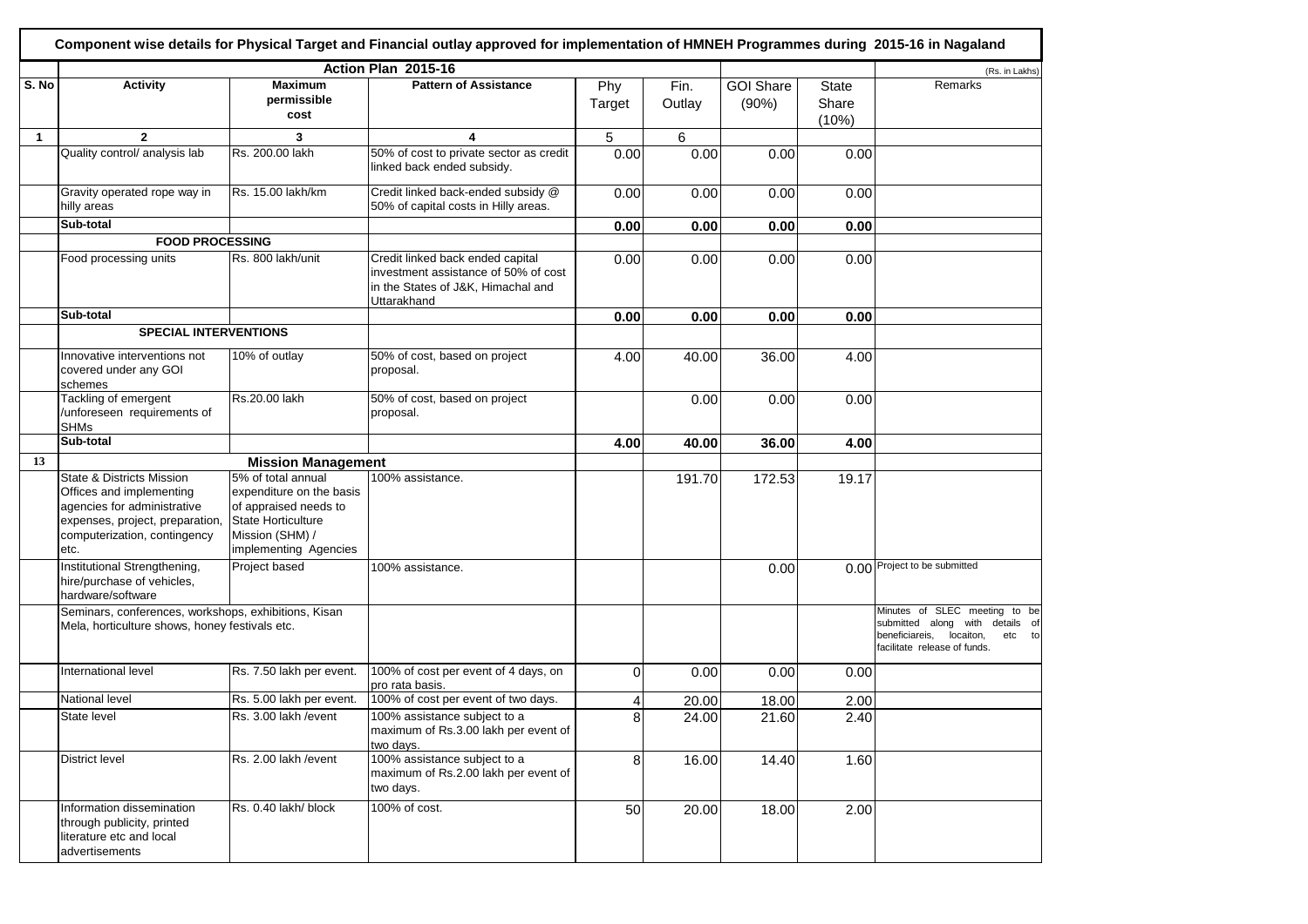# Component wise details for Physical Target and Financial outlay approved for implementation of HMNEH Programmes during 2015-16 in Nagaland

| | Action Plan 2015-16 | | | | | | | (Rs. in Lakhs) |
|---|---|---|---|---|---|---|---|---|
| S. No | Activity | Maximum permissible cost | Pattern of Assistance | Phy Target | Fin. Outlay | GOI Share (90%) | State Share (10%) | Remarks |
| 1 | 2 | 3 | 4 | 5 | 6 | | | |
| | Quality control/ analysis lab | Rs. 200.00 lakh | 50% of cost to private sector as credit linked back ended subsidy. | 0.00 | 0.00 | 0.00 | 0.00 | |
| | Gravity operated rope way in hilly areas | Rs. 15.00 lakh/km | Credit linked back-ended subsidy @ 50% of capital costs in Hilly areas. | 0.00 | 0.00 | 0.00 | 0.00 | |
| | **Sub-total** | | | **0.00** | **0.00** | **0.00** | **0.00** | |
| | **FOOD PROCESSING** | | | | | | | |
| | Food processing units | Rs. 800 lakh/unit | Credit linked back ended capital investment assistance of 50% of cost in the States of J&K, Himachal and Uttarakhand | 0.00 | 0.00 | 0.00 | 0.00 | |
| | **Sub-total** | | | **0.00** | **0.00** | **0.00** | **0.00** | |
| | **SPECIAL INTERVENTIONS** | | | | | | | |
| | Innovative interventions not covered under any GOI schemes | 10% of outlay | 50% of cost, based on project proposal. | 4.00 | 40.00 | 36.00 | 4.00 | |
| | Tackling of emergent /unforeseen requirements of SHMs | Rs.20.00 lakh | 50% of cost, based on project proposal. | | 0.00 | 0.00 | 0.00 | |
| | **Sub-total** | | | **4.00** | **40.00** | **36.00** | **4.00** | |
| **13** | **Mission Management** | | | | | | | |
| | State & Districts Mission Offices and implementing agencies for administrative expenses, project, preparation, computerization, contingency etc. | 5% of total annual expenditure on the basis of appraised needs to State Horticulture Mission (SHM) / implementing Agencies | 100% assistance. | | 191.70 | 172.53 | 19.17 | |
| | Institutional Strengthening, hire/purchase of vehicles, hardware/software | Project based | 100% assistance. | | | 0.00 | 0.00 | Project to be submitted |
| | Seminars, conferences, workshops, exhibitions, Kisan Mela, horticulture shows, honey festivals etc. | | | | | | | Minutes of SLEC meeting to be submitted along with details of beneficiareis, locaiton, etc to facilitate release of funds. |
| | International level | Rs. 7.50 lakh per event. | 100% of cost per event of 4 days, on pro rata basis. | 0 | 0.00 | 0.00 | 0.00 | |
| | National level | Rs. 5.00 lakh per event. | 100% of cost per event of two days. | 4 | 20.00 | 18.00 | 2.00 | |
| | State level | Rs. 3.00 lakh /event | 100% assistance subject to a maximum of Rs.3.00 lakh per event of two days. | 8 | 24.00 | 21.60 | 2.40 | |
| | District level | Rs. 2.00 lakh /event | 100% assistance subject to a maximum of Rs.2.00 lakh per event of two days. | 8 | 16.00 | 14.40 | 1.60 | |
| | Information dissemination through publicity, printed literature etc and local advertisements | Rs. 0.40 lakh/ block | 100% of cost. | 50 | 20.00 | 18.00 | 2.00 | |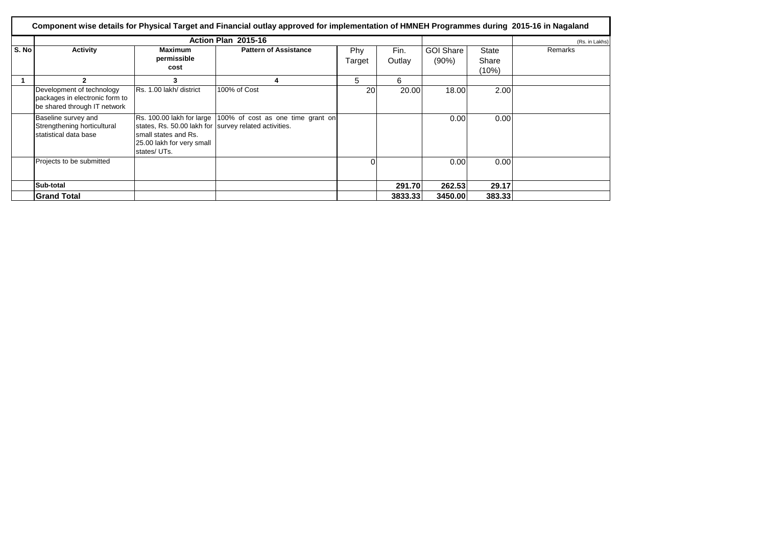## Component wise details for Physical Target and Financial outlay approved for implementation of HMNEH Programmes during 2015-16 in Nagaland

(Rs. in Lakhs)

| | Action Plan 2015-16 | | | | | | | |
|---|---|---|---|---|---|---|---|---|
| **S. No** | **Activity** | **Maximum permissible cost** | **Pattern of Assistance** | Phy Target | Fin. Outlay | GOI Share (90%) | State Share (10%) | Remarks |
| **1** | **2** | **3** | **4** | 5 | 6 | | | |
| | Development of technology packages in electronic form to be shared through IT network | Rs. 1.00 lakh/ district | 100% of Cost | 20 | 20.00 | 18.00 | 2.00 | |
| | Baseline survey and Strengthening horticultural statistical data base | Rs. 100.00 lakh for large states, Rs. 50.00 lakh for small states and Rs. 25.00 lakh for very small states/ UTs. | 100% of cost as one time grant on survey related activities. | | | 0.00 | 0.00 | |
| | Projects to be submitted | | | 0 | | 0.00 | 0.00 | |
| | **Sub-total** | | | | **291.70** | **262.53** | **29.17** | |
| | **Grand Total** | | | | **3833.33** | **3450.00** | **383.33** | |